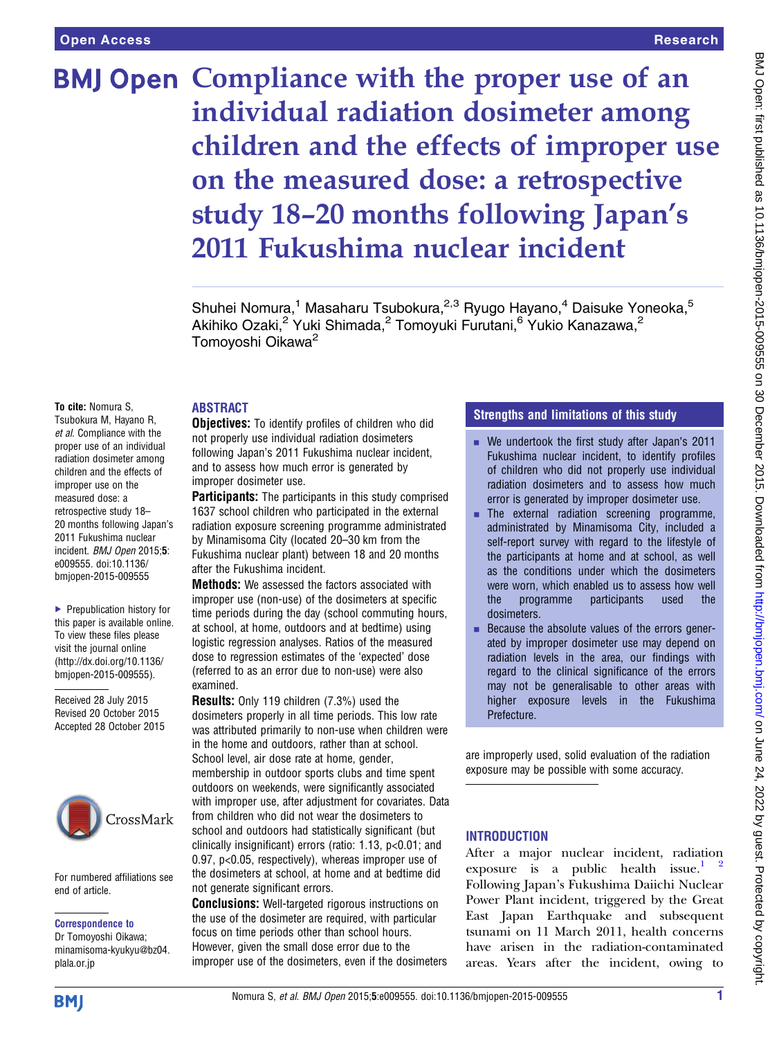# Compliance with the proper use of an individual radiation dosimeter among children and the effects of improper use on the measured dose: a retrospective study 18–20 months following Japan's 2011 Fukushima nuclear incident

Shuhei Nomura,[1] Masaharu Tsubokura,[2,3] Ryugo Hayano,[4] Daisuke Yoneoka,[5] Akihiko Ozaki,[2] Yuki Shimada,[2] Tomoyuki Furutani,[6] Yukio Kanazawa,[2] Tomoyoshi Oikawa[2]

**To cite:** Nomura S, Tsubokura M, Hayano R, *et al*. Compliance with the proper use of an individual radiation dosimeter among children and the effects of improper use on the measured dose: a retrospective study 18–20 months following Japan's 2011 Fukushima nuclear incident. *BMJ Open* 2015;**5**:e009555. doi:10.1136/bmjopen-2015-009555

▶ Prepublication history for this paper is available online. To view these files please visit the journal online (http://dx.doi.org/10.1136/bmjopen-2015-009555).

Received 28 July 2015
Revised 20 October 2015
Accepted 28 October 2015

For numbered affiliations see end of article.

**Correspondence to**
Dr Tomoyoshi Oikawa; minamisoma-kyukyu@bz04.plala.or.jp

## ABSTRACT

**Objectives:** To identify profiles of children who did not properly use individual radiation dosimeters following Japan's 2011 Fukushima nuclear incident, and to assess how much error is generated by improper dosimeter use.

**Participants:** The participants in this study comprised 1637 school children who participated in the external radiation exposure screening programme administrated by Minamisoma City (located 20–30 km from the Fukushima nuclear plant) between 18 and 20 months after the Fukushima incident.

**Methods:** We assessed the factors associated with improper use (non-use) of the dosimeters at specific time periods during the day (school commuting hours, at school, at home, outdoors and at bedtime) using logistic regression analyses. Ratios of the measured dose to regression estimates of the 'expected' dose (referred to as an error due to non-use) were also examined.

**Results:** Only 119 children (7.3%) used the dosimeters properly in all time periods. This low rate was attributed primarily to non-use when children were in the home and outdoors, rather than at school. School level, air dose rate at home, gender, membership in outdoor sports clubs and time spent outdoors on weekends, were significantly associated with improper use, after adjustment for covariates. Data from children who did not wear the dosimeters to school and outdoors had statistically significant (but clinically insignificant) errors (ratio: 1.13, $p<0.01$; and 0.97, $p<0.05$, respectively), whereas improper use of the dosimeters at school, at home and at bedtime did not generate significant errors.

**Conclusions:** Well-targeted rigorous instructions on the use of the dosimeter are required, with particular focus on time periods other than school hours. However, given the small dose error due to the improper use of the dosimeters, even if the dosimeters are improperly used, solid evaluation of the radiation exposure may be possible with some accuracy.

## Strengths and limitations of this study

- We undertook the first study after Japan's 2011 Fukushima nuclear incident, to identify profiles of children who did not properly use individual radiation dosimeters and to assess how much error is generated by improper dosimeter use.
- The external radiation screening programme, administered by Minamisoma City, included a self-report survey with regard to the lifestyle of the participants at home and at school, as well as the conditions under which the dosimeters were worn, which enabled us to assess how well the programme participants used the dosimeters.
- Because the absolute values of the errors generated by improper dosimeter use may depend on radiation levels in the area, our findings with regard to the clinical significance of the errors may not be generalisable to other areas with higher exposure levels in the Fukushima Prefecture.

## INTRODUCTION

After a major nuclear incident, radiation exposure is a public health issue.[1 2] Following Japan's Fukushima Daiichi Nuclear Power Plant incident, triggered by the Great East Japan Earthquake and subsequent tsunami on 11 March 2011, health concerns have arisen in the radiation-contaminated areas. Years after the incident, owing to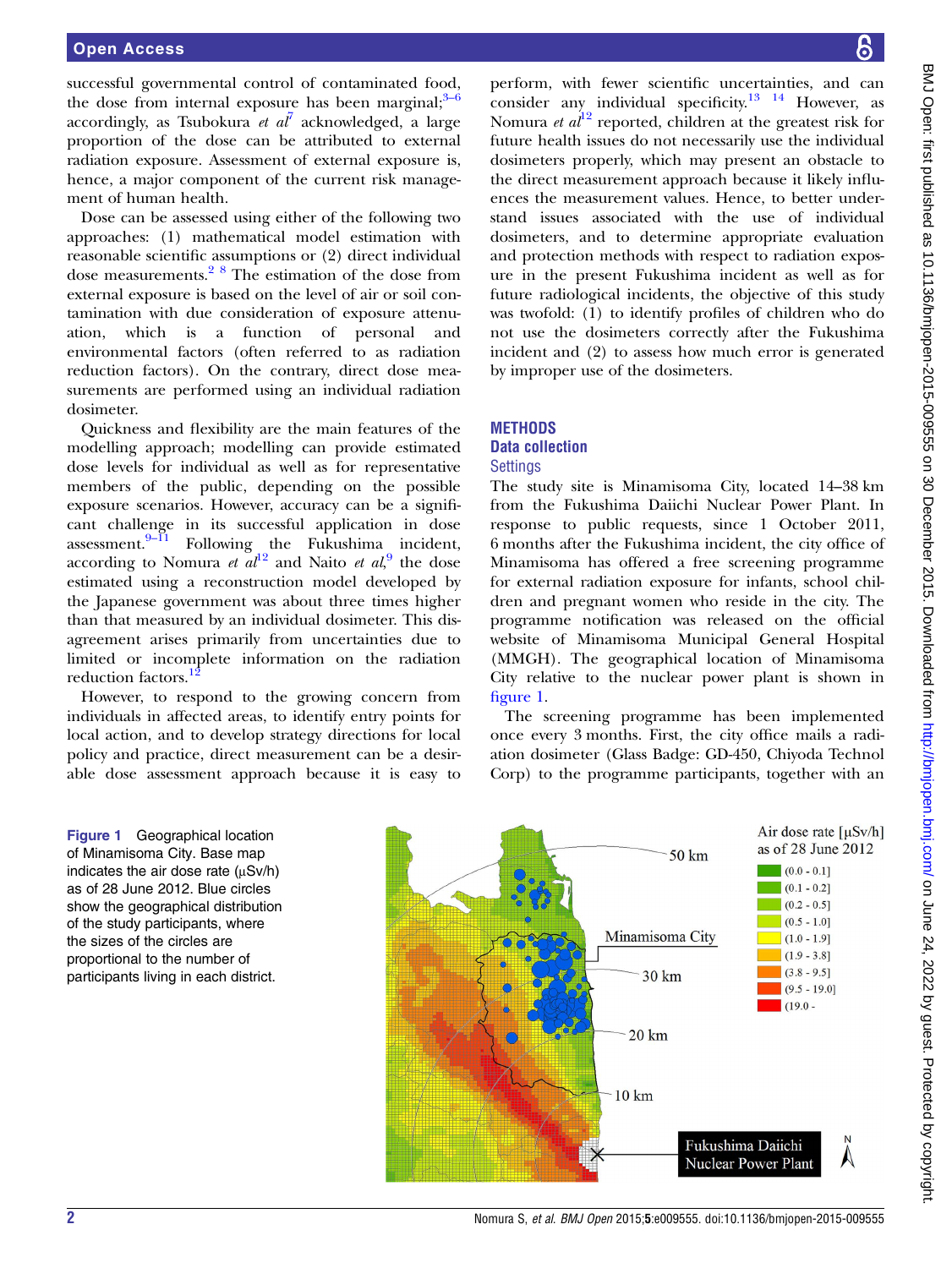successful governmental control of contaminated food, the dose from internal exposure has been marginal;[3–6] accordingly, as Tsubokura *et al*[7] acknowledged, a large proportion of the dose can be attributed to external radiation exposure. Assessment of external exposure is, hence, a major component of the current risk management of human health.

Dose can be assessed using either of the following two approaches: (1) mathematical model estimation with reasonable scientific assumptions or (2) direct individual dose measurements.[2 8] The estimation of the dose from external exposure is based on the level of air or soil contamination with due consideration of exposure attenuation, which is a function of personal and environmental factors (often referred to as radiation reduction factors). On the contrary, direct dose measurements are performed using an individual radiation dosimeter.

Quickness and flexibility are the main features of the modelling approach; modelling can provide estimated dose levels for individual as well as for representative members of the public, depending on the possible exposure scenarios. However, accuracy can be a significant challenge in its successful application in dose assessment.[9–11] Following the Fukushima incident, according to Nomura *et al*[12] and Naito *et al*,[9] the dose estimated using a reconstruction model developed by the Japanese government was about three times higher than that measured by an individual dosimeter. This disagreement arises primarily from uncertainties due to limited or incomplete information on the radiation reduction factors.[12]

However, to respond to the growing concern from individuals in affected areas, to identify entry points for local action, and to develop strategy directions for local policy and practice, direct measurement can be a desirable dose assessment approach because it is easy to perform, with fewer scientific uncertainties, and can consider any individual specificity.[13 14] However, as Nomura *et al*[12] reported, children at the greatest risk for future health issues do not necessarily use the individual dosimeters properly, which may present an obstacle to the direct measurement approach because it likely influences the measurement values. Hence, to better understand issues associated with the use of individual dosimeters, and to determine appropriate evaluation and protection methods with respect to radiation exposure in the present Fukushima incident as well as for future radiological incidents, the objective of this study was twofold: (1) to identify profiles of children who do not use the dosimeters correctly after the Fukushima incident and (2) to assess how much error is generated by improper use of the dosimeters.

## METHODS

### Data collection

#### Settings

The study site is Minamisoma City, located 14–38 km from the Fukushima Daiichi Nuclear Power Plant. In response to public requests, since 1 October 2011, 6 months after the Fukushima incident, the city office of Minamisoma has offered a free screening programme for external radiation exposure for infants, school children and pregnant women who reside in the city. The programme notification was released on the official website of Minamisoma Municipal General Hospital (MMGH). The geographical location of Minamisoma City relative to the nuclear power plant is shown in figure 1.

The screening programme has been implemented once every 3 months. First, the city office mails a radiation dosimeter (Glass Badge: GD-450, Chiyoda Technol Corp) to the programme participants, together with an

Figure 1 Geographical location of Minamisoma City. Base map indicates the air dose rate (μSv/h) as of 28 June 2012. Blue circles show the geographical distribution of the study participants, where the sizes of the circles are proportional to the number of participants living in each district.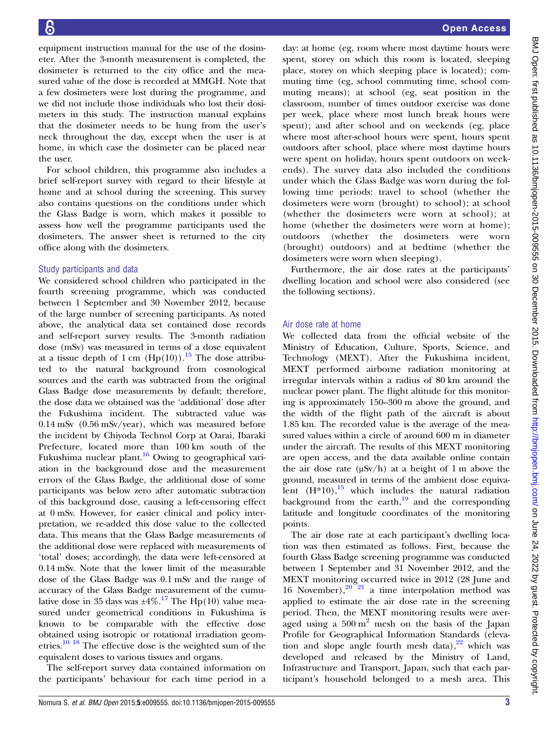equipment instruction manual for the use of the dosimeter. After the 3-month measurement is completed, the dosimeter is returned to the city office and the measured value of the dose is recorded at MMGH. Note that a few dosimeters were lost during the programme, and we did not include those individuals who lost their dosimeters in this study. The instruction manual explains that the dosimeter needs to be hung from the user's neck throughout the day, except when the user is at home, in which case the dosimeter can be placed near the user.

For school children, this programme also includes a brief self-report survey with regard to their lifestyle at home and at school during the screening. This survey also contains questions on the conditions under which the Glass Badge is worn, which makes it possible to assess how well the programme participants used the dosimeters. The answer sheet is returned to the city office along with the dosimeters.

### Study participants and data

We considered school children who participated in the fourth screening programme, which was conducted between 1 September and 30 November 2012, because of the large number of screening participants. As noted above, the analytical data set contained dose records and self-report survey results. The 3-month radiation dose (mSv) was measured in terms of a dose equivalent at a tissue depth of 1 cm (Hp(10)).[15] The dose attributed to the natural background from cosmological sources and the earth was subtracted from the original Glass Badge dose measurements by default; therefore, the dose data we obtained was the 'additional' dose after the Fukushima incident. The subtracted value was 0.14 mSv (0.56 mSv/year), which was measured before the incident by Chiyoda Technol Corp at Oarai, Ibaraki Prefecture, located more than 100 km south of the Fukushima nuclear plant.[16] Owing to geographical variation in the background dose and the measurement errors of the Glass Badge, the additional dose of some participants was below zero after automatic subtraction of this background dose, causing a left-censoring effect at 0 mSv. However, for easier clinical and policy interpretation, we re-added this dose value to the collected data. This means that the Glass Badge measurements of the additional dose were replaced with measurements of 'total' doses; accordingly, the data were left-censored at 0.14 mSv. Note that the lower limit of the measurable dose of the Glass Badge was 0.1 mSv and the range of accuracy of the Glass Badge measurement of the cumulative dose in 35 days was ±4%.[17] The Hp(10) value measured under geometrical conditions in Fukushima is known to be comparable with the effective dose obtained using isotropic or rotational irradiation geometries.[10 18] The effective dose is the weighted sum of the equivalent doses to various tissues and organs.

The self-report survey data contained information on the participants' behaviour for each time period in a day: at home (eg, room where most daytime hours were spent, storey on which this room is located, sleeping place, storey on which sleeping place is located); commuting time (eg, school commuting time, school commuting means); at school (eg, seat position in the classroom, number of times outdoor exercise was done per week, place where most lunch break hours were spent); and after school and on weekends (eg, place where most after-school hours were spent, hours spent outdoors after school, place where most daytime hours were spent on holiday, hours spent outdoors on weekends). The survey data also included the conditions under which the Glass Badge was worn during the following time periods: travel to school (whether the dosimeters were worn (brought) to school); at school (whether the dosimeters were worn at school); at home (whether the dosimeters were worn at home); outdoors (whether the dosimeters were worn (brought) outdoors) and at bedtime (whether the dosimeters were worn when sleeping).

Furthermore, the air dose rates at the participants' dwelling location and school were also considered (see the following sections).

### Air dose rate at home

We collected data from the official website of the Ministry of Education, Culture, Sports, Science, and Technology (MEXT). After the Fukushima incident, MEXT performed airborne radiation monitoring at irregular intervals within a radius of 80 km around the nuclear power plant. The flight altitude for this monitoring is approximately 150–300 m above the ground, and the width of the flight path of the aircraft is about 1.85 km. The recorded value is the average of the measured values within a circle of around 600 m in diameter under the aircraft. The results of this MEXT monitoring are open access, and the data available online contain the air dose rate (μSv/h) at a height of 1 m above the ground, measured in terms of the ambient dose equivalent (H*10),[15] which includes the natural radiation background from the earth,[19] and the corresponding latitude and longitude coordinates of the monitoring points.

The air dose rate at each participant's dwelling location was then estimated as follows. First, because the fourth Glass Badge screening programme was conducted between 1 September and 31 November 2012, and the MEXT monitoring occurred twice in 2012 (28 June and 16 November),[20 21] a time interpolation method was applied to estimate the air dose rate in the screening period. Then, the MEXT monitoring results were averaged using a 500 $m^2$ mesh on the basis of the Japan Profile for Geographical Information Standards (elevation and slope angle fourth mesh data),[22] which was developed and released by the Ministry of Land, Infrastructure and Transport, Japan, such that each participant's household belonged to a mesh area. This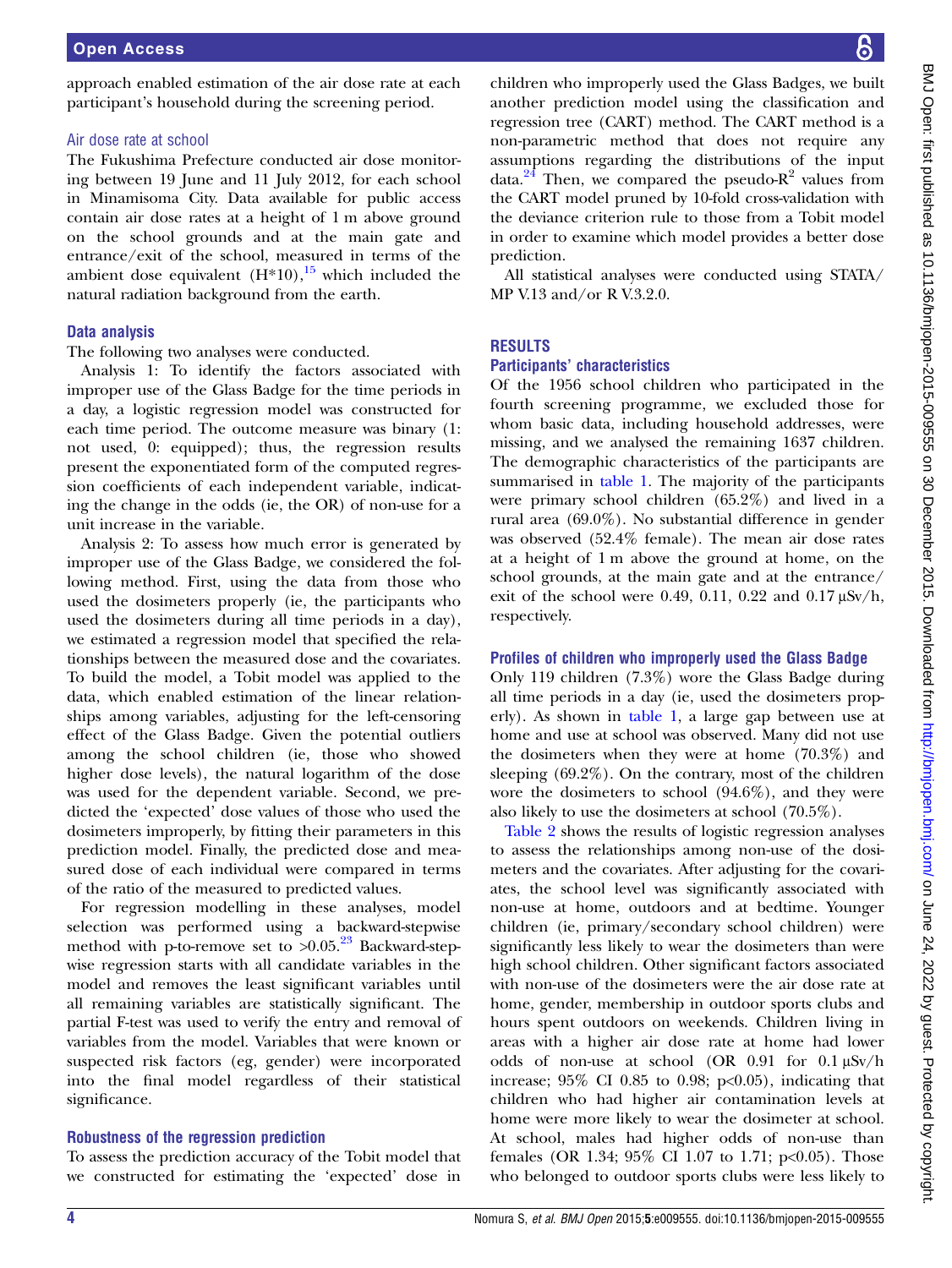approach enabled estimation of the air dose rate at each participant's household during the screening period.

### Air dose rate at school

The Fukushima Prefecture conducted air dose monitoring between 19 June and 11 July 2012, for each school in Minamisoma City. Data available for public access contain air dose rates at a height of 1 m above ground on the school grounds and at the main gate and entrance/exit of the school, measured in terms of the ambient dose equivalent (H*10),[15] which included the natural radiation background from the earth.

## Data analysis

The following two analyses were conducted.

Analysis 1: To identify the factors associated with improper use of the Glass Badge for the time periods in a day, a logistic regression model was constructed for each time period. The outcome measure was binary (1: not used, 0: equipped); thus, the regression results present the exponentiated form of the computed regression coefficients of each independent variable, indicating the change in the odds (ie, the OR) of non-use for a unit increase in the variable.

Analysis 2: To assess how much error is generated by improper use of the Glass Badge, we considered the following method. First, using the data from those who used the dosimeters properly (ie, the participants who used the dosimeters during all time periods in a day), we estimated a regression model that specified the relationships between the measured dose and the covariates. To build the model, a Tobit model was applied to the data, which enabled estimation of the linear relationships among variables, adjusting for the left-censoring effect of the Glass Badge. Given the potential outliers among the school children (ie, those who showed higher dose levels), the natural logarithm of the dose was used for the dependent variable. Second, we predicted the 'expected' dose values of those who used the dosimeters improperly, by fitting their parameters in this prediction model. Finally, the predicted dose and measured dose of each individual were compared in terms of the ratio of the measured to predicted values.

For regression modelling in these analyses, model selection was performed using a backward-stepwise method with p-to-remove set to >0.05.[23] Backward-stepwise regression starts with all candidate variables in the model and removes the least significant variables until all remaining variables are statistically significant. The partial F-test was used to verify the entry and removal of variables from the model. Variables that were known or suspected risk factors (eg, gender) were incorporated into the final model regardless of their statistical significance.

## Robustness of the regression prediction

To assess the prediction accuracy of the Tobit model that we constructed for estimating the 'expected' dose in children who improperly used the Glass Badges, we built another prediction model using the classification and regression tree (CART) method. The CART method is a non-parametric method that does not require any assumptions regarding the distributions of the input data.[24] Then, we compared the pseudo-$R^2$ values from the CART model pruned by 10-fold cross-validation with the deviance criterion rule to those from a Tobit model in order to examine which model provides a better dose prediction.

All statistical analyses were conducted using STATA/MP V.13 and/or R V.3.2.0.

# RESULTS

## Participants' characteristics

Of the 1956 school children who participated in the fourth screening programme, we excluded those for whom basic data, including household addresses, were missing, and we analysed the remaining 1637 children. The demographic characteristics of the participants are summarised in table 1. The majority of the participants were primary school children (65.2%) and lived in a rural area (69.0%). No substantial difference in gender was observed (52.4% female). The mean air dose rates at a height of 1 m above the ground at home, on the school grounds, at the main gate and at the entrance/exit of the school were 0.49, 0.11, 0.22 and 0.17 μSv/h, respectively.

## Profiles of children who improperly used the Glass Badge

Only 119 children (7.3%) wore the Glass Badge during all time periods in a day (ie, used the dosimeters properly). As shown in table 1, a large gap between use at home and use at school was observed. Many did not use the dosimeters when they were at home (70.3%) and sleeping (69.2%). On the contrary, most of the children wore the dosimeters to school (94.6%), and they were also likely to use the dosimeters at school (70.5%).

Table 2 shows the results of logistic regression analyses to assess the relationships among non-use of the dosimeters and the covariates. After adjusting for the covariates, the school level was significantly associated with non-use at home, outdoors and at bedtime. Younger children (ie, primary/secondary school children) were significantly less likely to wear the dosimeters than were high school children. Other significant factors associated with non-use of the dosimeters were the air dose rate at home, gender, membership in outdoor sports clubs and hours spent outdoors on weekends. Children living in areas with a higher air dose rate at home had lower odds of non-use at school (OR 0.91 for 0.1 μSv/h increase; 95% CI 0.85 to 0.98; $p<0.05$), indicating that children who had higher air contamination levels at home were more likely to wear the dosimeter at school. At school, males had higher odds of non-use than females (OR 1.34; 95% CI 1.07 to 1.71; $p<0.05$). Those who belonged to outdoor sports clubs were less likely to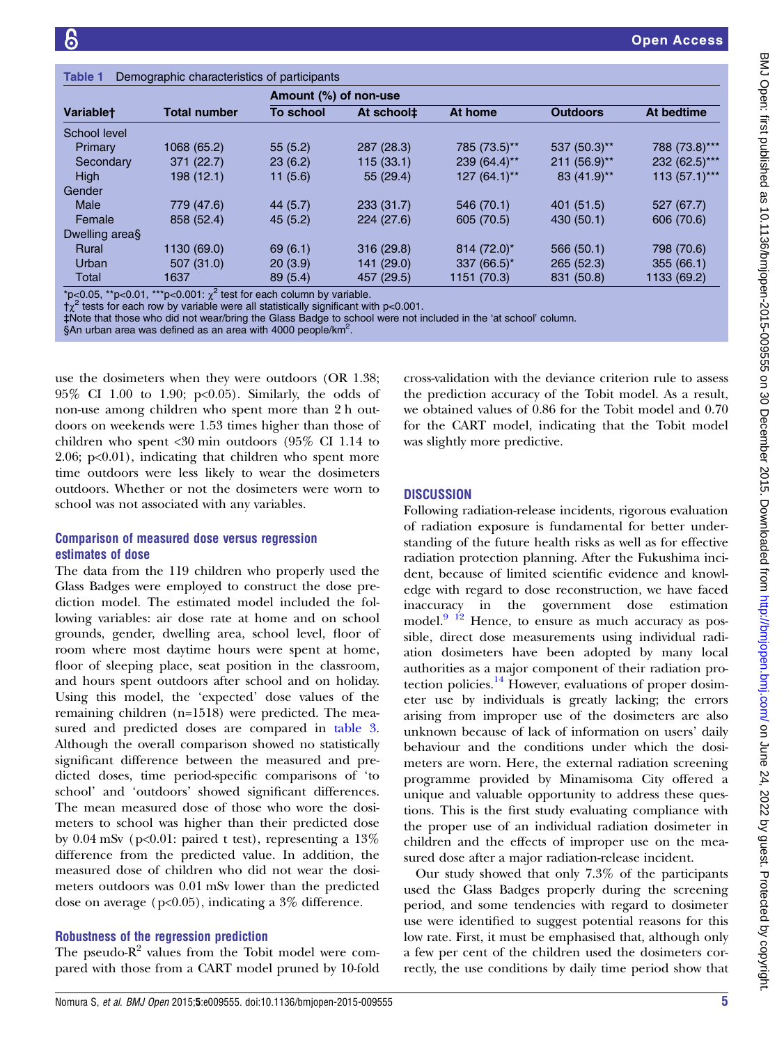**Table 1** Demographic characteristics of participants

| Variable† | Total number | Amount (%) of non-use | | | | |
|---|---|---|---|---|---|---|
| | | To school | At school‡ | At home | Outdoors | At bedtime |
| School level | | | | | | |
| Primary | 1068 (65.2) | 55 (5.2) | 287 (28.3) | 785 (73.5)** | 537 (50.3)** | 788 (73.8)*** |
| Secondary | 371 (22.7) | 23 (6.2) | 115 (33.1) | 239 (64.4)** | 211 (56.9)** | 232 (62.5)*** |
| High | 198 (12.1) | 11 (5.6) | 55 (29.4) | 127 (64.1)** | 83 (41.9)** | 113 (57.1)*** |
| Gender | | | | | | |
| Male | 779 (47.6) | 44 (5.7) | 233 (31.7) | 546 (70.1) | 401 (51.5) | 527 (67.7) |
| Female | 858 (52.4) | 45 (5.2) | 224 (27.6) | 605 (70.5) | 430 (50.1) | 606 (70.6) |
| Dwelling area§ | | | | | | |
| Rural | 1130 (69.0) | 69 (6.1) | 316 (29.8) | 814 (72.0)* | 566 (50.1) | 798 (70.6) |
| Urban | 507 (31.0) | 20 (3.9) | 141 (29.0) | 337 (66.5)* | 265 (52.3) | 355 (66.1) |
| Total | 1637 | 89 (5.4) | 457 (29.5) | 1151 (70.3) | 831 (50.8) | 1133 (69.2) |

*p<0.05, **p<0.01, ***p<0.001: $\chi^2$ test for each column by variable.
†$\chi^2$ tests for each row by variable were all statistically significant with p<0.001.
‡Note that those who did not wear/bring the Glass Badge to school were not included in the 'at school' column.
§An urban area was defined as an area with 4000 people/km$^2$.

use the dosimeters when they were outdoors (OR 1.38; 95% CI 1.00 to 1.90; p<0.05). Similarly, the odds of non-use among children who spent more than 2 h outdoors on weekends were 1.53 times higher than those of children who spent <30 min outdoors (95% CI 1.14 to 2.06; p<0.01), indicating that children who spent more time outdoors were less likely to wear the dosimeters outdoors. Whether or not the dosimeters were worn to school was not associated with any variables.

### Comparison of measured dose versus regression estimates of dose

The data from the 119 children who properly used the Glass Badges were employed to construct the dose prediction model. The estimated model included the following variables: air dose rate at home and on school grounds, gender, dwelling area, school level, floor of room where most daytime hours were spent at home, floor of sleeping place, seat position in the classroom, and hours spent outdoors after school and on holiday. Using this model, the 'expected' dose values of the remaining children (n=1518) were predicted. The measured and predicted doses are compared in table 3. Although the overall comparison showed no statistically significant difference between the measured and predicted doses, time period-specific comparisons of 'to school' and 'outdoors' showed significant differences. The mean measured dose of those who wore the dosimeters to school was higher than their predicted dose by 0.04 mSv (p<0.01: paired t test), representing a 13% difference from the predicted value. In addition, the measured dose of children who did not wear the dosimeters outdoors was 0.01 mSv lower than the predicted dose on average (p<0.05), indicating a 3% difference.

### Robustness of the regression prediction

The pseudo-$R^2$ values from the Tobit model were compared with those from a CART model pruned by 10-fold cross-validation with the deviance criterion rule to assess the prediction accuracy of the Tobit model. As a result, we obtained values of 0.86 for the Tobit model and 0.70 for the CART model, indicating that the Tobit model was slightly more predictive.

## DISCUSSION

Following radiation-release incidents, rigorous evaluation of radiation exposure is fundamental for better understanding of the future health risks as well as for effective radiation protection planning. After the Fukushima incident, because of limited scientific evidence and knowledge with regard to dose reconstruction, we have faced inaccuracy in the government dose estimation model.[9] [12] Hence, to ensure as much accuracy as possible, direct dose measurements using individual radiation dosimeters have been adopted by many local authorities as a major component of their radiation protection policies.[14] However, evaluations of proper dosimeter use by individuals is greatly lacking; the errors arising from improper use of the dosimeters are also unknown because of lack of information on users' daily behaviour and the conditions under which the dosimeters are worn. Here, the external radiation screening programme provided by Minamisoma City offered a unique and valuable opportunity to address these questions. This is the first study evaluating compliance with the proper use of an individual radiation dosimeter in children and the effects of improper use on the measured dose after a major radiation-release incident.

Our study showed that only 7.3% of the participants used the Glass Badges properly during the screening period, and some tendencies with regard to dosimeter use were identified to suggest potential reasons for this low rate. First, it must be emphasised that, although only a few per cent of the children used the dosimeters correctly, the use conditions by daily time period show that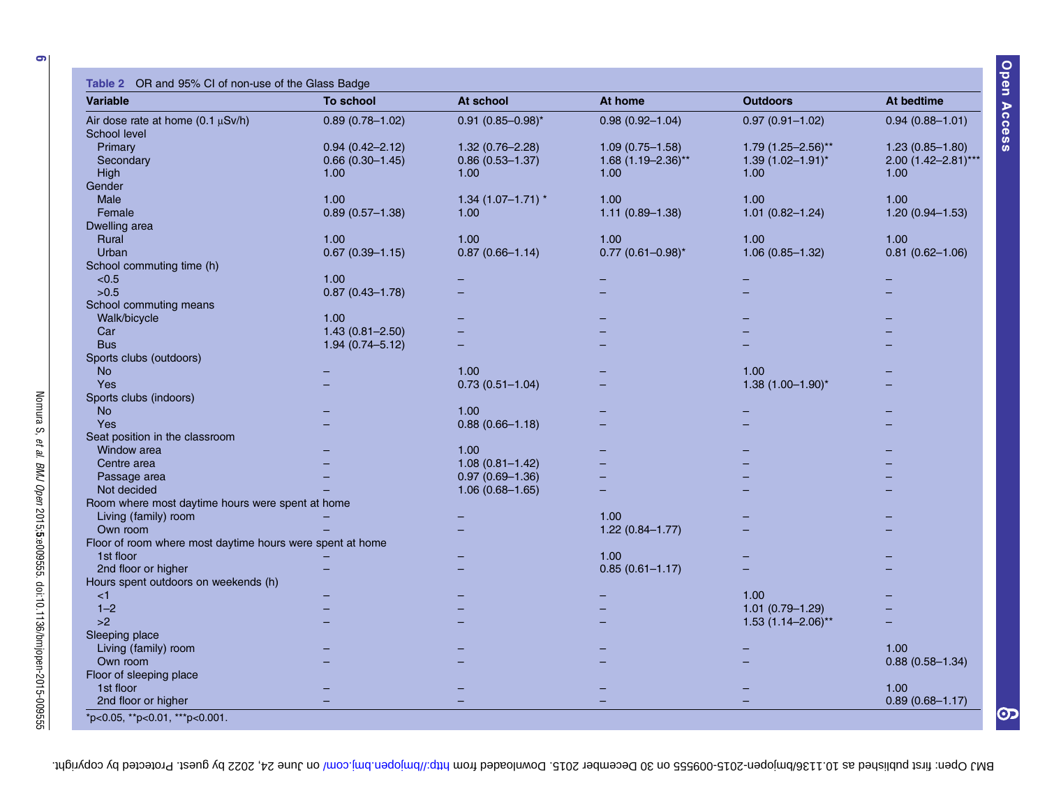**Table 2** OR and 95% CI of non-use of the Glass Badge

| Variable | To school | At school | At home | Outdoors | At bedtime |
|---|---|---|---|---|---|
| Air dose rate at home (0.1 µSv/h) | 0.89 (0.78–1.02) | 0.91 (0.85–0.98)* | 0.98 (0.92–1.04) | 0.97 (0.91–1.02) | 0.94 (0.88–1.01) |
| School level | | | | | |
| Primary | 0.94 (0.42–2.12) | 1.32 (0.76–2.28) | 1.09 (0.75–1.58) | 1.79 (1.25–2.56)** | 1.23 (0.85–1.80) |
| Secondary | 0.66 (0.30–1.45) | 0.86 (0.53–1.37) | 1.68 (1.19–2.36)** | 1.39 (1.02–1.91)* | 2.00 (1.42–2.81)*** |
| High | 1.00 | 1.00 | 1.00 | 1.00 | 1.00 |
| Gender | | | | | |
| Male | 1.00 | 1.34 (1.07–1.71) * | 1.00 | 1.00 | 1.00 |
| Female | 0.89 (0.57–1.38) | 1.00 | 1.11 (0.89–1.38) | 1.01 (0.82–1.24) | 1.20 (0.94–1.53) |
| Dwelling area | | | | | |
| Rural | 1.00 | 1.00 | 1.00 | 1.00 | 1.00 |
| Urban | 0.67 (0.39–1.15) | 0.87 (0.66–1.14) | 0.77 (0.61–0.98)* | 1.06 (0.85–1.32) | 0.81 (0.62–1.06) |
| School commuting time (h) | | | | | |
| <0.5 | 1.00 | – | – | – | – |
| >0.5 | 0.87 (0.43–1.78) | – | – | – | – |
| School commuting means | | | | | |
| Walk/bicycle | 1.00 | – | – | – | – |
| Car | 1.43 (0.81–2.50) | – | – | – | – |
| Bus | 1.94 (0.74–5.12) | – | – | – | – |
| Sports clubs (outdoors) | | | | | |
| No | – | 1.00 | – | 1.00 | – |
| Yes | – | 0.73 (0.51–1.04) | – | 1.38 (1.00–1.90)* | – |
| Sports clubs (indoors) | | | | | |
| No | – | 1.00 | – | – | – |
| Yes | – | 0.88 (0.66–1.18) | – | – | – |
| Seat position in the classroom | | | | | |
| Window area | – | 1.00 | – | – | – |
| Centre area | – | 1.08 (0.81–1.42) | – | – | – |
| Passage area | – | 0.97 (0.69–1.36) | – | – | – |
| Not decided | – | 1.06 (0.68–1.65) | – | – | – |
| Room where most daytime hours were spent at home | | | | | |
| Living (family) room | – | – | 1.00 | – | – |
| Own room | – | – | 1.22 (0.84–1.77) | – | – |
| Floor of room where most daytime hours were spent at home | | | | | |
| 1st floor | – | – | 1.00 | – | – |
| 2nd floor or higher | – | – | 0.85 (0.61–1.17) | – | – |
| Hours spent outdoors on weekends (h) | | | | | |
| <1 | – | – | – | 1.00 | – |
| 1–2 | – | – | – | 1.01 (0.79–1.29) | – |
| >2 | – | – | – | 1.53 (1.14–2.06)** | – |
| Sleeping place | | | | | |
| Living (family) room | – | – | – | – | 1.00 |
| Own room | – | – | – | – | 0.88 (0.58–1.34) |
| Floor of sleeping place | | | | | |
| 1st floor | – | – | – | – | 1.00 |
| 2nd floor or higher | – | – | – | – | 0.89 (0.68–1.17) |

*p<0.05, **p<0.01, ***p<0.001.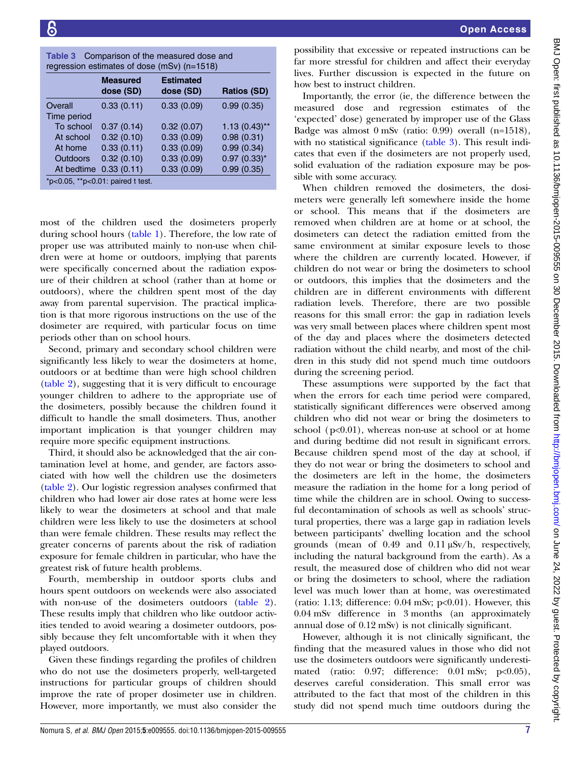**Table 3** Comparison of the measured dose and regression estimates of dose (mSv) (n=1518)

| | Measured dose (SD) | Estimated dose (SD) | Ratios (SD) |
|---|---|---|---|
| Overall | 0.33 (0.11) | 0.33 (0.09) | 0.99 (0.35) |
| Time period | | | |
| To school | 0.37 (0.14) | 0.32 (0.07) | 1.13 (0.43)** |
| At school | 0.32 (0.10) | 0.33 (0.09) | 0.98 (0.31) |
| At home | 0.33 (0.11) | 0.33 (0.09) | 0.99 (0.34) |
| Outdoors | 0.32 (0.10) | 0.33 (0.09) | 0.97 (0.33)* |
| At bedtime | 0.33 (0.11) | 0.33 (0.09) | 0.99 (0.35) |

*p<0.05, **p<0.01: paired t test.

most of the children used the dosimeters properly during school hours (table 1). Therefore, the low rate of proper use was attributed mainly to non-use when children were at home or outdoors, implying that parents were specifically concerned about the radiation exposure of their children at school (rather than at home or outdoors), where the children spent most of the day away from parental supervision. The practical implication is that more rigorous instructions on the use of the dosimeter are required, with particular focus on time periods other than on school hours.

Second, primary and secondary school children were significantly less likely to wear the dosimeters at home, outdoors or at bedtime than were high school children (table 2), suggesting that it is very difficult to encourage younger children to adhere to the appropriate use of the dosimeters, possibly because the children found it difficult to handle the small dosimeters. Thus, another important implication is that younger children may require more specific equipment instructions.

Third, it should also be acknowledged that the air contamination level at home, and gender, are factors associated with how well the children use the dosimeters (table 2). Our logistic regression analyses confirmed that children who had lower air dose rates at home were less likely to wear the dosimeters at school and that male children were less likely to use the dosimeters at school than were female children. These results may reflect the greater concerns of parents about the risk of radiation exposure for female children in particular, who have the greatest risk of future health problems.

Fourth, membership in outdoor sports clubs and hours spent outdoors on weekends were also associated with non-use of the dosimeters outdoors (table 2). These results imply that children who like outdoor activities tended to avoid wearing a dosimeter outdoors, possibly because they felt uncomfortable with it when they played outdoors.

Given these findings regarding the profiles of children who do not use the dosimeters properly, well-targeted instructions for particular groups of children should improve the rate of proper dosimeter use in children. However, more importantly, we must also consider the possibility that excessive or repeated instructions can be far more stressful for children and affect their everyday lives. Further discussion is expected in the future on how best to instruct children.

Importantly, the error (ie, the difference between the measured dose and regression estimates of the 'expected' dose) generated by improper use of the Glass Badge was almost 0 mSv (ratio: 0.99) overall (n=1518), with no statistical significance (table 3). This result indicates that even if the dosimeters are not properly used, solid evaluation of the radiation exposure may be possible with some accuracy.

When children removed the dosimeters, the dosimeters were generally left somewhere inside the home or school. This means that if the dosimeters are removed when children are at home or at school, the dosimeters can detect the radiation emitted from the same environment at similar exposure levels to those where the children are currently located. However, if children do not wear or bring the dosimeters to school or outdoors, this implies that the dosimeters and the children are in different environments with different radiation levels. Therefore, there are two possible reasons for this small error: the gap in radiation levels was very small between places where children spent most of the day and places where the dosimeters detected radiation without the child nearby, and most of the children in this study did not spend much time outdoors during the screening period.

These assumptions were supported by the fact that when the errors for each time period were compared, statistically significant differences were observed among children who did not wear or bring the dosimeters to school ($p<0.01$), whereas non-use at school or at home and during bedtime did not result in significant errors. Because children spend most of the day at school, if they do not wear or bring the dosimeters to school and the dosimeters are left in the home, the dosimeters measure the radiation in the home for a long period of time while the children are in school. Owing to successful decontamination of schools as well as schools' structural properties, there was a large gap in radiation levels between participants' dwelling location and the school grounds (mean of 0.49 and 0.11 μSv/h, respectively, including the natural background from the earth). As a result, the measured dose of children who did not wear or bring the dosimeters to school, where the radiation level was much lower than at home, was overestimated (ratio: 1.13; difference: 0.04 mSv; $p<0.01$). However, this 0.04 mSv difference in 3 months (an approximately annual dose of 0.12 mSv) is not clinically significant.

However, although it is not clinically significant, the finding that the measured values in those who did not use the dosimeters outdoors were significantly underestimated (ratio: 0.97; difference: 0.01 mSv; $p<0.05$), deserves careful consideration. This small error was attributed to the fact that most of the children in this study did not spend much time outdoors during the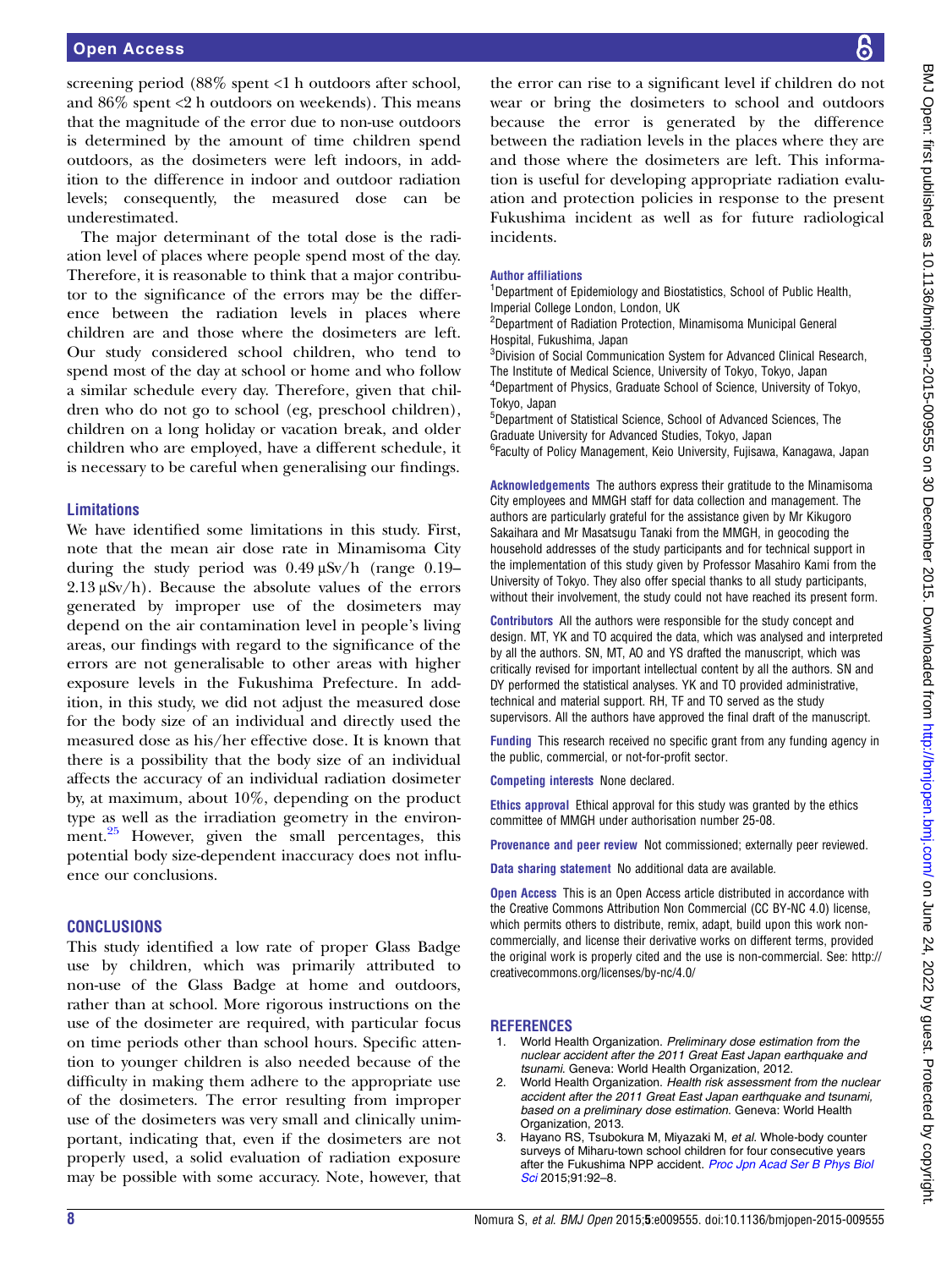screening period (88% spent <1 h outdoors after school, and 86% spent <2 h outdoors on weekends). This means that the magnitude of the error due to non-use outdoors is determined by the amount of time children spend outdoors, as the dosimeters were left indoors, in addition to the difference in indoor and outdoor radiation levels; consequently, the measured dose can be underestimated.

The major determinant of the total dose is the radiation level of places where people spend most of the day. Therefore, it is reasonable to think that a major contributor to the significance of the errors may be the difference between the radiation levels in places where children are and those where the dosimeters are left. Our study considered school children, who tend to spend most of the day at school or home and who follow a similar schedule every day. Therefore, given that children who do not go to school (eg, preschool children), children on a long holiday or vacation break, and older children who are employed, have a different schedule, it is necessary to be careful when generalising our findings.

### Limitations

We have identified some limitations in this study. First, note that the mean air dose rate in Minamisoma City during the study period was 0.49 μSv/h (range 0.19–2.13 μSv/h). Because the absolute values of the errors generated by improper use of the dosimeters may depend on the air contamination level in people's living areas, our findings with regard to the significance of the errors are not generalisable to other areas with higher exposure levels in the Fukushima Prefecture. In addition, in this study, we did not adjust the measured dose for the body size of an individual and directly used the measured dose as his/her effective dose. It is known that there is a possibility that the body size of an individual affects the accuracy of an individual radiation dosimeter by, at maximum, about 10%, depending on the product type as well as the irradiation geometry in the environment.[25] However, given the small percentages, this potential body size-dependent inaccuracy does not influence our conclusions.

## CONCLUSIONS

This study identified a low rate of proper Glass Badge use by children, which was primarily attributed to non-use of the Glass Badge at home and outdoors, rather than at school. More rigorous instructions on the use of the dosimeter are required, with particular focus on time periods other than school hours. Specific attention to younger children is also needed because of the difficulty in making them adhere to the appropriate use of the dosimeters. The error resulting from improper use of the dosimeters was very small and clinically unimportant, indicating that, even if the dosimeters are not properly used, a solid evaluation of radiation exposure may be possible with some accuracy. Note, however, that the error can rise to a significant level if children do not wear or bring the dosimeters to school and outdoors because the error is generated by the difference between the radiation levels in the places where they are and those where the dosimeters are left. This information is useful for developing appropriate radiation evaluation and protection policies in response to the present Fukushima incident as well as for future radiological incidents.

**Author affiliations**
[1]Department of Epidemiology and Biostatistics, School of Public Health, Imperial College London, London, UK
[2]Department of Radiation Protection, Minamisoma Municipal General Hospital, Fukushima, Japan
[3]Division of Social Communication System for Advanced Clinical Research, The Institute of Medical Science, University of Tokyo, Tokyo, Japan
[4]Department of Physics, Graduate School of Science, University of Tokyo, Tokyo, Japan
[5]Department of Statistical Science, School of Advanced Sciences, The Graduate University for Advanced Studies, Tokyo, Japan
[6]Faculty of Policy Management, Keio University, Fujisawa, Kanagawa, Japan

**Acknowledgements** The authors express their gratitude to the Minamisoma City employees and MMGH staff for data collection and management. The authors are particularly grateful for the assistance given by Mr Kikugoro Sakaihara and Mr Masatsugu Tanaki from the MMGH, in geocoding the household addresses of the study participants and for technical support in the implementation of this study given by Professor Masahiro Kami from the University of Tokyo. They also offer special thanks to all study participants, without their involvement, the study could not have reached its present form.

**Contributors** All the authors were responsible for the study concept and design. MT, YK and TO acquired the data, which was analysed and interpreted by all the authors. SN, MT, AO and YS drafted the manuscript, which was critically revised for important intellectual content by all the authors. SN and DY performed the statistical analyses. YK and TO provided administrative, technical and material support. RH, TF and TO served as the study supervisors. All the authors have approved the final draft of the manuscript.

**Funding** This research received no specific grant from any funding agency in the public, commercial, or not-for-profit sector.

**Competing interests** None declared.

**Ethics approval** Ethical approval for this study was granted by the ethics committee of MMGH under authorisation number 25-08.

**Provenance and peer review** Not commissioned; externally peer reviewed.

**Data sharing statement** No additional data are available.

**Open Access** This is an Open Access article distributed in accordance with the Creative Commons Attribution Non Commercial (CC BY-NC 4.0) license, which permits others to distribute, remix, adapt, build upon this work non-commercially, and license their derivative works on different terms, provided the original work is properly cited and the use is non-commercial. See: http://creativecommons.org/licenses/by-nc/4.0/

## REFERENCES

1. World Health Organization. *Preliminary dose estimation from the nuclear accident after the 2011 Great East Japan earthquake and tsunami*. Geneva: World Health Organization, 2012.
2. World Health Organization. *Health risk assessment from the nuclear accident after the 2011 Great East Japan earthquake and tsunami, based on a preliminary dose estimation*. Geneva: World Health Organization, 2013.
3. Hayano RS, Tsubokura M, Miyazaki M, *et al*. Whole-body counter surveys of Miharu-town school children for four consecutive years after the Fukushima NPP accident. *Proc Jpn Acad Ser B Phys Biol Sci* 2015;91:92–8.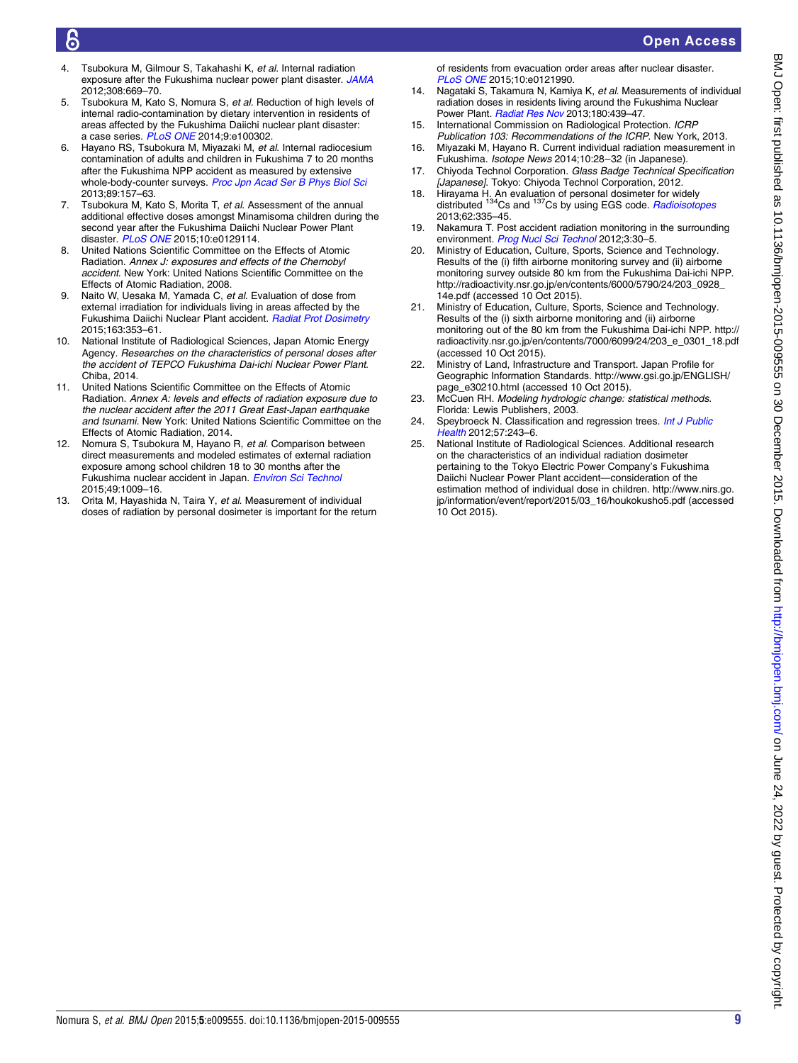4. Tsubokura M, Gilmour S, Takahashi K, *et al.* Internal radiation exposure after the Fukushima nuclear power plant disaster. *JAMA* 2012;308:669–70.
5. Tsubokura M, Kato S, Nomura S, *et al.* Reduction of high levels of internal radio-contamination by dietary intervention in residents of areas affected by the Fukushima Daiichi nuclear plant disaster: a case series. *PLoS ONE* 2014;9:e100302.
6. Hayano RS, Tsubokura M, Miyazaki M, *et al.* Internal radiocesium contamination of adults and children in Fukushima 7 to 20 months after the Fukushima NPP accident as measured by extensive whole-body-counter surveys. *Proc Jpn Acad Ser B Phys Biol Sci* 2013;89:157–63.
7. Tsubokura M, Kato S, Morita T, *et al.* Assessment of the annual additional effective doses amongst Minamisoma children during the second year after the Fukushima Daiichi Nuclear Power Plant disaster. *PLoS ONE* 2015;10:e0129114.
8. United Nations Scientific Committee on the Effects of Atomic Radiation. *Annex J: exposures and effects of the Chernobyl accident*. New York: United Nations Scientific Committee on the Effects of Atomic Radiation, 2008.
9. Naito W, Uesaka M, Yamada C, *et al.* Evaluation of dose from external irradiation for individuals living in areas affected by the Fukushima Daiichi Nuclear Plant accident. *Radiat Prot Dosimetry* 2015;163:353–61.
10. National Institute of Radiological Sciences, Japan Atomic Energy Agency. *Researches on the characteristics of personal doses after the accident of TEPCO Fukushima Dai-ichi Nuclear Power Plant*. Chiba, 2014.
11. United Nations Scientific Committee on the Effects of Atomic Radiation. *Annex A: levels and effects of radiation exposure due to the nuclear accident after the 2011 Great East-Japan earthquake and tsunami*. New York: United Nations Scientific Committee on the Effects of Atomic Radiation, 2014.
12. Nomura S, Tsubokura M, Hayano R, *et al.* Comparison between direct measurements and modeled estimates of external radiation exposure among school children 18 to 30 months after the Fukushima nuclear accident in Japan. *Environ Sci Technol* 2015;49:1009–16.
13. Orita M, Hayashida N, Taira Y, *et al.* Measurement of individual doses of radiation by personal dosimeter is important for the return of residents from evacuation order areas after nuclear disaster. *PLoS ONE* 2015;10:e0121990.
14. Nagataki S, Takamura N, Kamiya K, *et al.* Measurements of individual radiation doses in residents living around the Fukushima Nuclear Power Plant. *Radiat Res Nov* 2013;180:439–47.
15. International Commission on Radiological Protection. *ICRP Publication 103: Recommendations of the ICRP*. New York, 2013.
16. Miyazaki M, Hayano R. Current individual radiation measurement in Fukushima. *Isotope News* 2014;10:28–32 (in Japanese).
17. Chiyoda Technol Corporation. *Glass Badge Technical Specification [Japanese]*. Tokyo: Chiyoda Technol Corporation, 2012.
18. Hirayama H. An evaluation of personal dosimeter for widely distributed $^{134}$Cs and $^{137}$Cs by using EGS code. *Radioisotopes* 2013;62:335–45.
19. Nakamura T. Post accident radiation monitoring in the surrounding environment. *Prog Nucl Sci Technol* 2012;3:30–5.
20. Ministry of Education, Culture, Sports, Science and Technology. Results of the (i) fifth airborne monitoring survey and (ii) airborne monitoring survey outside 80 km from the Fukushima Dai-ichi NPP. http://radioactivity.nsr.go.jp/en/contents/6000/5790/24/203_0928_14e.pdf (accessed 10 Oct 2015).
21. Ministry of Education, Culture, Sports, Science and Technology. Results of the (i) sixth airborne monitoring and (ii) airborne monitoring out of the 80 km from the Fukushima Dai-ichi NPP. http://radioactivity.nsr.go.jp/en/contents/7000/6099/24/203_e_0301_18.pdf (accessed 10 Oct 2015).
22. Ministry of Land, Infrastructure and Transport. Japan Profile for Geographic Information Standards. http://www.gsi.go.jp/ENGLISH/page_e30210.html (accessed 10 Oct 2015).
23. McCuen RH. *Modeling hydrologic change: statistical methods*. Florida: Lewis Publishers, 2003.
24. Speybroeck N. Classification and regression trees. *Int J Public Health* 2012;57:243–6.
25. National Institute of Radiological Sciences. Additional research on the characteristics of an individual radiation dosimeter pertaining to the Tokyo Electric Power Company's Fukushima Daiichi Nuclear Power Plant accident—consideration of the estimation method of individual dose in children. http://www.nirs.go.jp/information/event/report/2015/03_16/houkokusho5.pdf (accessed 10 Oct 2015).